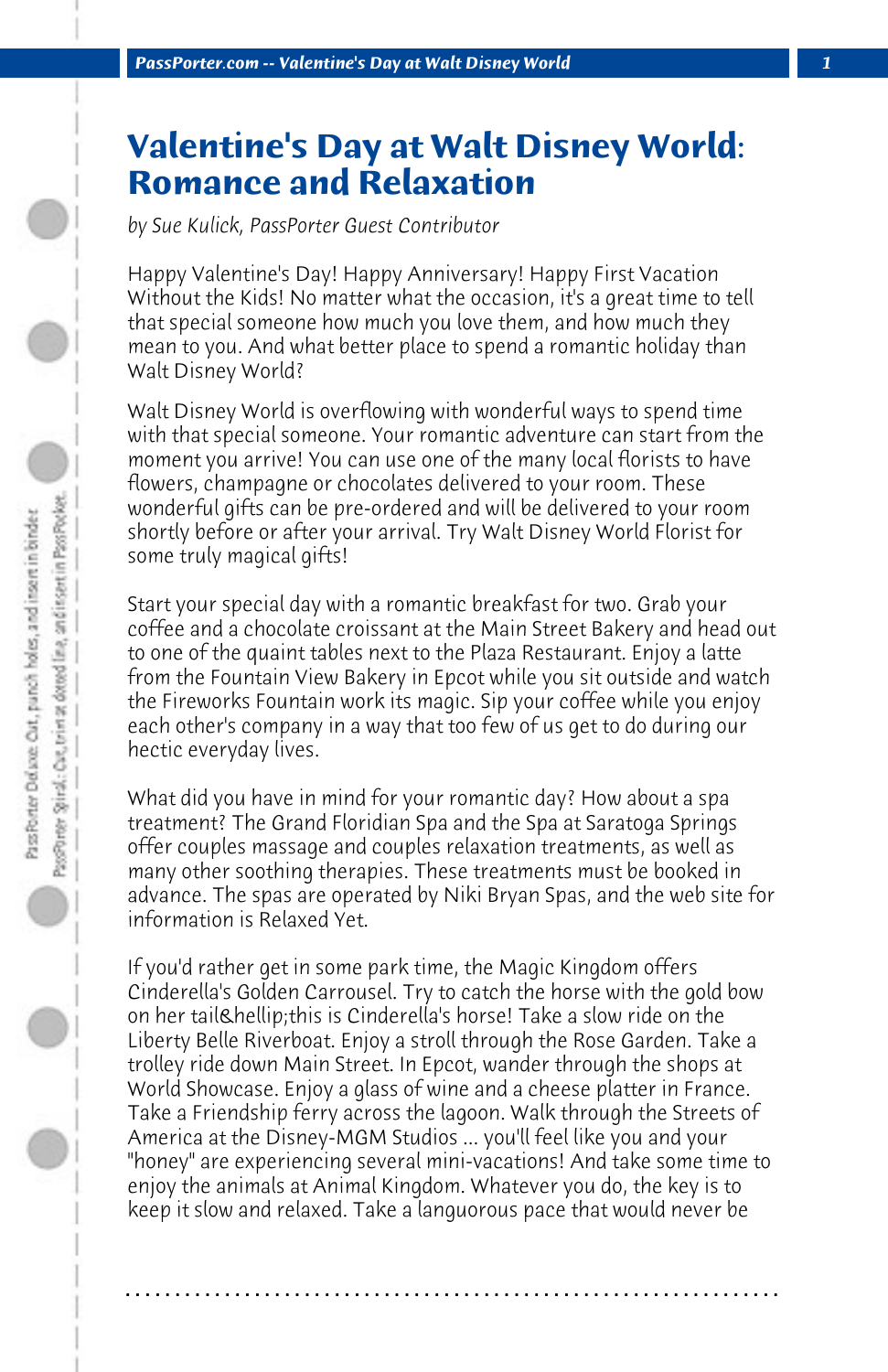# Valentine's Day at Walt Disney World: Romance and Relaxation

*by Sue Kulick, PassPorter Guest Contributor*

Happy Valentine's Day! Happy Anniversary! Happy First Vacation Without the Kids! No matter what the occasion, it's a great time to tell that special someone how much you love them, and how much they mean to you. And what better place to spend a romantic holiday than Walt Disney World?

Walt Disney World is overflowing with wonderful ways to spend time with that special someone. Your romantic adventure can start from the moment you arrive! You can use one of the many local florists to have flowers, champagne or chocolates delivered to your room. These wonderful gifts can be pre-ordered and will be delivered to your room shortly before or after your arrival. Try Walt Disney World Florist for some truly magical gifts!

Start your special day with a romantic breakfast for two. Grab your coffee and a chocolate croissant at the Main Street Bakery and head out to one of the quaint tables next to the Plaza Restaurant. Enjoy a latte from the Fountain View Bakery in Epcot while you sit outside and watch the Fireworks Fountain work its magic. Sip your coffee while you enjoy each other's company in a way that too few of us get to do during our hectic everyday lives.

What did you have in mind for your romantic day? How about a spa treatment? The Grand Floridian Spa and the Spa at Saratoga Springs offer couples massage and couples relaxation treatments, as well as many other soothing therapies. These treatments must be booked in advance. The spas are operated by Niki Bryan Spas, and the web site for information is Relaxed Yet.

If you'd rather get in some park time, the Magic Kingdom offers Cinderella's Golden Carrousel. Try to catch the horse with the gold bow on her tail&hellip;this is Cinderella's horse! Take a slow ride on the Liberty Belle Riverboat. Enjoy a stroll through the Rose Garden. Take a trolley ride down Main Street. In Epcot, wander through the shops at World Showcase. Enjoy a glass of wine and a cheese platter in France. Take a Friendship ferry across the lagoon. Walk through the Streets of America at the Disney-MGM Studios ... you'll feel like you and your "honey" are experiencing several mini-vacations! And take some time to enjoy the animals at Animal Kingdom. Whatever you do, the key is to keep it slow and relaxed. Take a languorous pace that would never be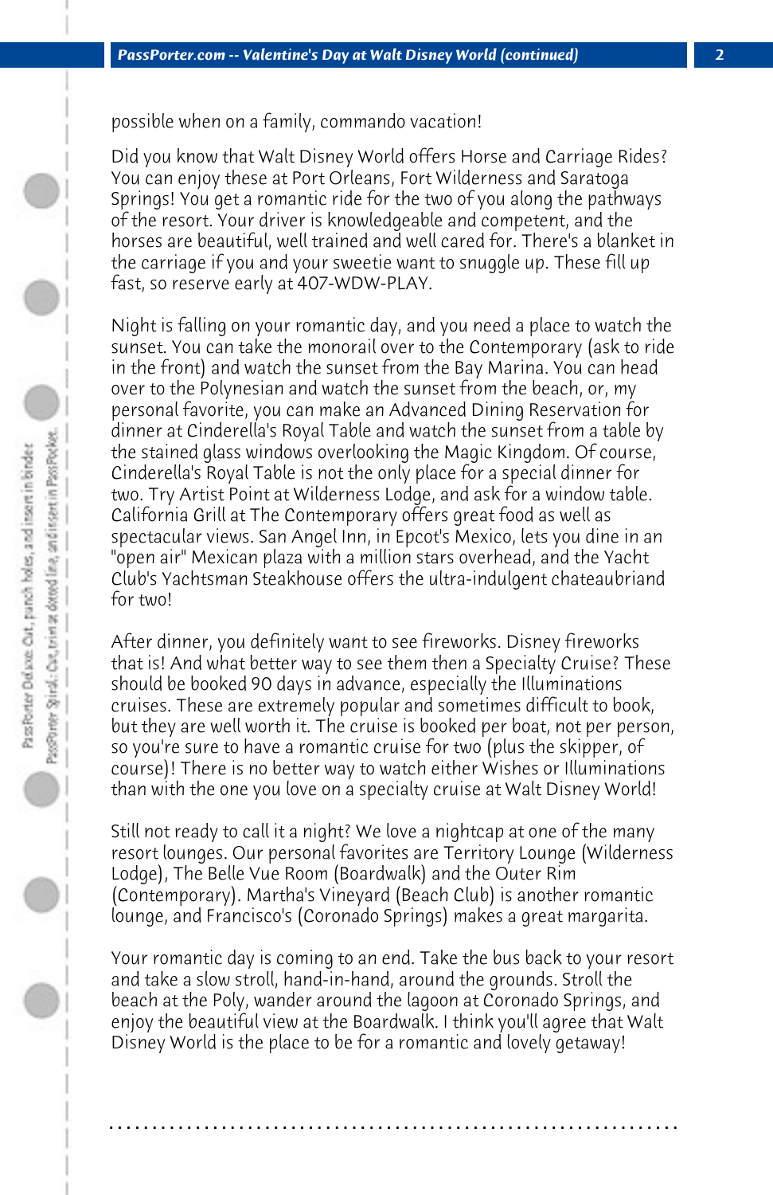possible when on a family, commando vacation!

Did you know that Walt Disney World offers Horse and Carriage Rides? You can enjoy these at Port Orleans, Fort Wilderness and Saratoga Springs! You get a romantic ride for the two of you along the pathways of the resort. Your driver is knowledgeable and competent, and the horses are beautiful, well trained and well cared for. There's a blanket in the carriage if you and your sweetie want to snuggle up. These fill up fast, so reserve early at 407-WDW-PLAY.

Night is falling on your romantic day, and you need a place to watch the sunset. You can take the monorail over to the Contemporary (ask to ride in the front) and watch the sunset from the Bay Marina. You can head over to the Polynesian and watch the sunset from the beach, or, my personal favorite, you can make an Advanced Dining Reservation for dinner at Cinderella's Royal Table and watch the sunset from a table by the stained glass windows overlooking the Magic Kingdom. Of course, Cinderella's Royal Table is not the only place for a special dinner for two. Try Artist Point at Wilderness Lodge, and ask for a window table. California Grill at The Contemporary offers great food as well as spectacular views. San Angel Inn, in Epcot's Mexico, lets you dine in an "open air" Mexican plaza with a million stars overhead, and the Yacht Club's Yachtsman Steakhouse offers the ultra-indulgent chateaubriand for two!

After dinner, you definitely want to see fireworks. Disney fireworks that is! And what better way to see them then a Specialty Cruise? These should be booked 90 days in advance, especially the Illuminations cruises. These are extremely popular and sometimes difficult to book, but they are well worth it. The cruise is booked per boat, not per person, so you're sure to have a romantic cruise for two (plus the skipper, of course)! There is no better way to watch either Wishes or Illuminations than with the one you love on a specialty cruise at Walt Disney World!

Still not ready to call it a night? We love a nightcap at one of the many resort lounges. Our personal favorites are Territory Lounge (Wilderness Lodge), The Belle Vue Room (Boardwalk) and the Outer Rim (Contemporary). Martha's Vineyard (Beach Club) is another romantic lounge, and Francisco's (Coronado Springs) makes a great margarita.

Your romantic day is coming to an end. Take the bus back to your resort and take a slow stroll, hand-in-hand, around the grounds. Stroll the beach at the Poly, wander around the lagoon at Coronado Springs, and enjoy the beautiful view at the Boardwalk. I think you'll agree that Walt Disney World is the place to be for a romantic and lovely getaway!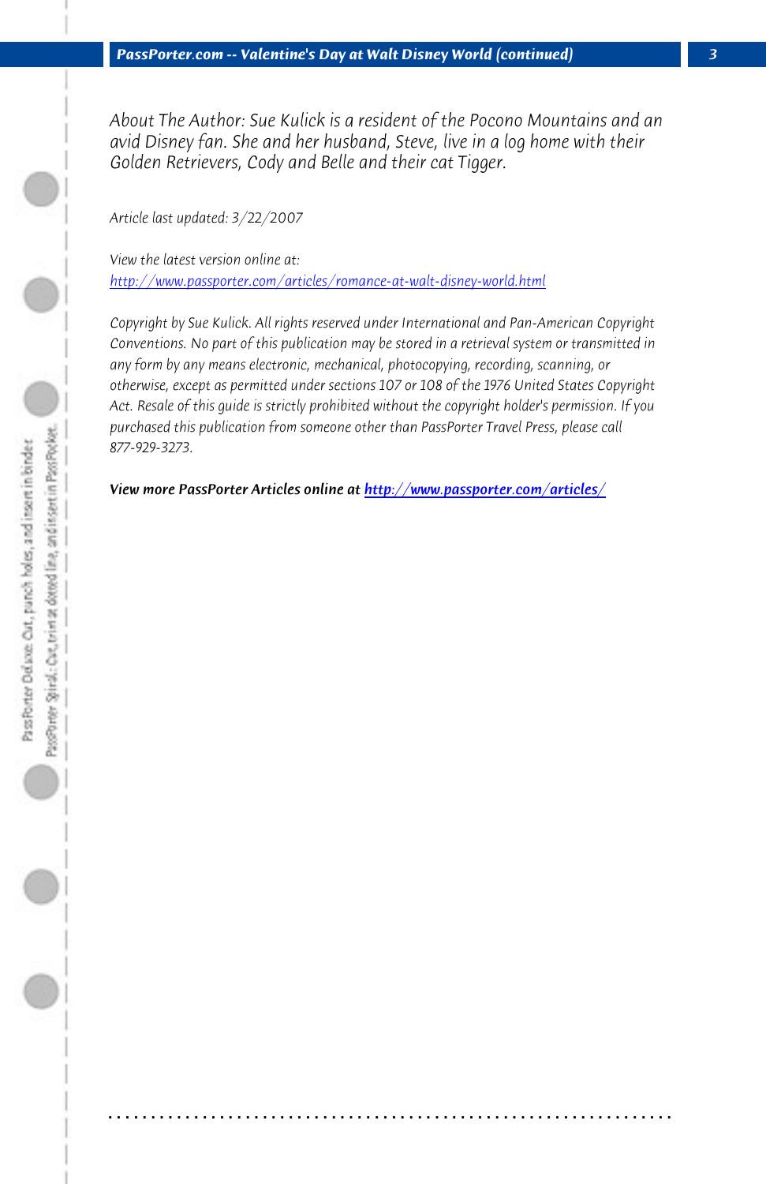*About The Author: Sue Kulick is a resident of the Pocono Mountains and an avid Disney fan. She and her husband, Steve, live in a log home with their Golden Retrievers, Cody and Belle and their cat Tigger.*

*Article last updated: 3/22/2007*

*View the latest version online at:*
*http://www.passporter.com/articles/romance-at-walt-disney-world.html*

*Copyright by Sue Kulick. All rights reserved under International and Pan-American Copyright Conventions. No part of this publication may be stored in a retrieval system or transmitted in any form by any means electronic, mechanical, photocopying, recording, scanning, or otherwise, except as permitted under sections 107 or 108 of the 1976 United States Copyright Act. Resale of this guide is strictly prohibited without the copyright holder's permission. If you purchased this publication from someone other than PassPorter Travel Press, please call 877-929-3273.*

***View more PassPorter Articles online at http://www.passporter.com/articles/***